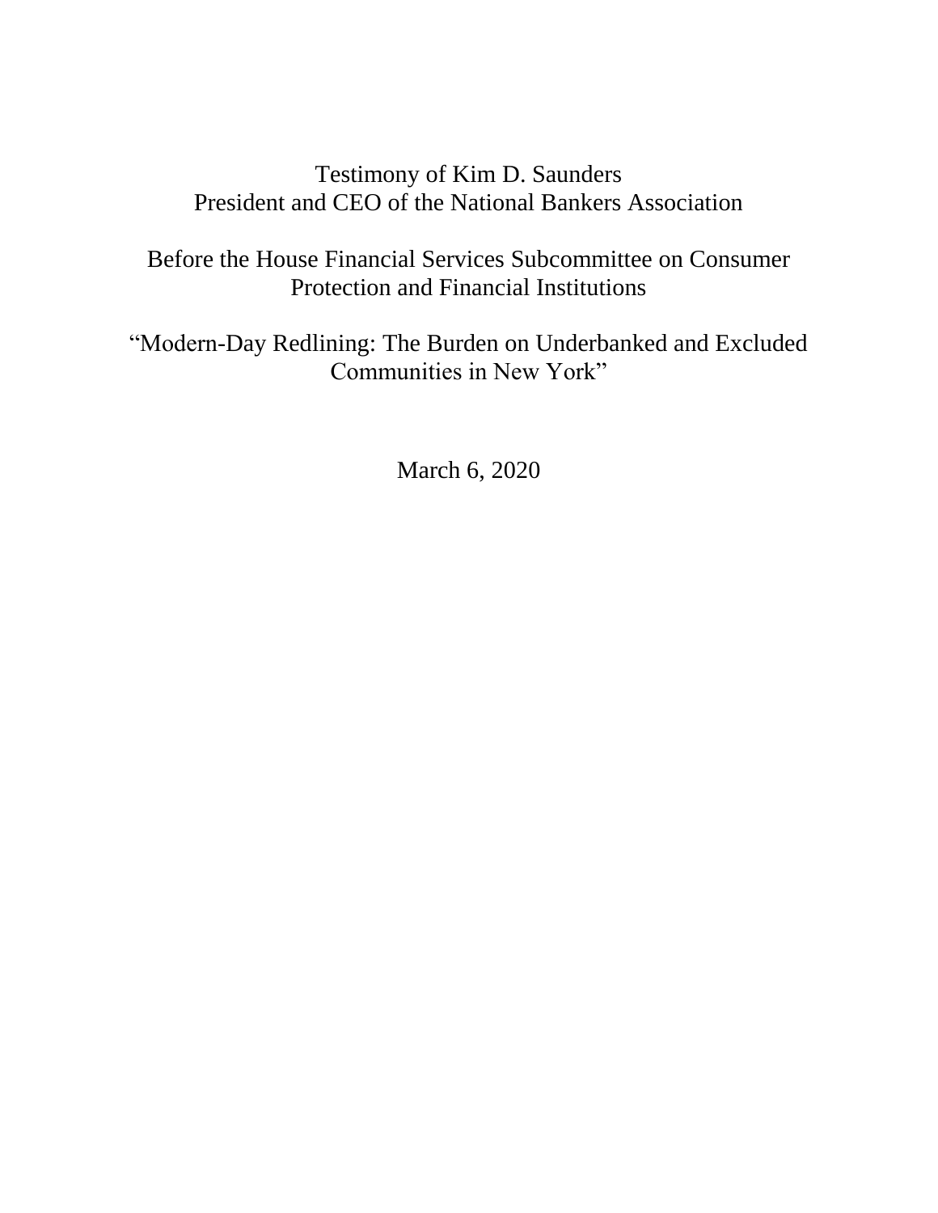Testimony of Kim D. Saunders
President and CEO of the National Bankers Association

Before the House Financial Services Subcommittee on Consumer Protection and Financial Institutions

"Modern-Day Redlining: The Burden on Underbanked and Excluded Communities in New York"

March 6, 2020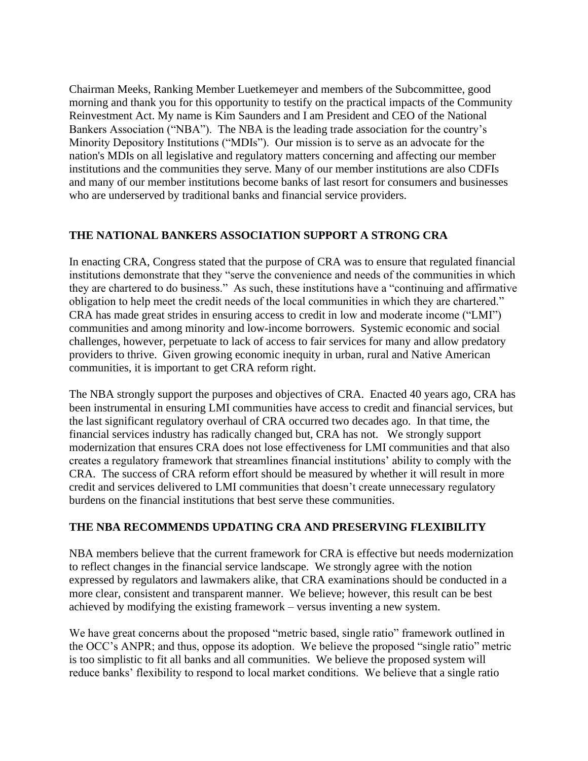Chairman Meeks, Ranking Member Luetkemeyer and members of the Subcommittee, good morning and thank you for this opportunity to testify on the practical impacts of the Community Reinvestment Act. My name is Kim Saunders and I am President and CEO of the National Bankers Association ("NBA"). The NBA is the leading trade association for the country's Minority Depository Institutions ("MDIs"). Our mission is to serve as an advocate for the nation's MDIs on all legislative and regulatory matters concerning and affecting our member institutions and the communities they serve. Many of our member institutions are also CDFIs and many of our member institutions become banks of last resort for consumers and businesses who are underserved by traditional banks and financial service providers.

## THE NATIONAL BANKERS ASSOCIATION SUPPORT A STRONG CRA

In enacting CRA, Congress stated that the purpose of CRA was to ensure that regulated financial institutions demonstrate that they "serve the convenience and needs of the communities in which they are chartered to do business." As such, these institutions have a "continuing and affirmative obligation to help meet the credit needs of the local communities in which they are chartered." CRA has made great strides in ensuring access to credit in low and moderate income ("LMI") communities and among minority and low-income borrowers. Systemic economic and social challenges, however, perpetuate to lack of access to fair services for many and allow predatory providers to thrive. Given growing economic inequity in urban, rural and Native American communities, it is important to get CRA reform right.

The NBA strongly support the purposes and objectives of CRA. Enacted 40 years ago, CRA has been instrumental in ensuring LMI communities have access to credit and financial services, but the last significant regulatory overhaul of CRA occurred two decades ago. In that time, the financial services industry has radically changed but, CRA has not. We strongly support modernization that ensures CRA does not lose effectiveness for LMI communities and that also creates a regulatory framework that streamlines financial institutions' ability to comply with the CRA. The success of CRA reform effort should be measured by whether it will result in more credit and services delivered to LMI communities that doesn't create unnecessary regulatory burdens on the financial institutions that best serve these communities.

## THE NBA RECOMMENDS UPDATING CRA AND PRESERVING FLEXIBILITY

NBA members believe that the current framework for CRA is effective but needs modernization to reflect changes in the financial service landscape. We strongly agree with the notion expressed by regulators and lawmakers alike, that CRA examinations should be conducted in a more clear, consistent and transparent manner. We believe; however, this result can be best achieved by modifying the existing framework – versus inventing a new system.

We have great concerns about the proposed "metric based, single ratio" framework outlined in the OCC's ANPR; and thus, oppose its adoption. We believe the proposed "single ratio" metric is too simplistic to fit all banks and all communities. We believe the proposed system will reduce banks' flexibility to respond to local market conditions. We believe that a single ratio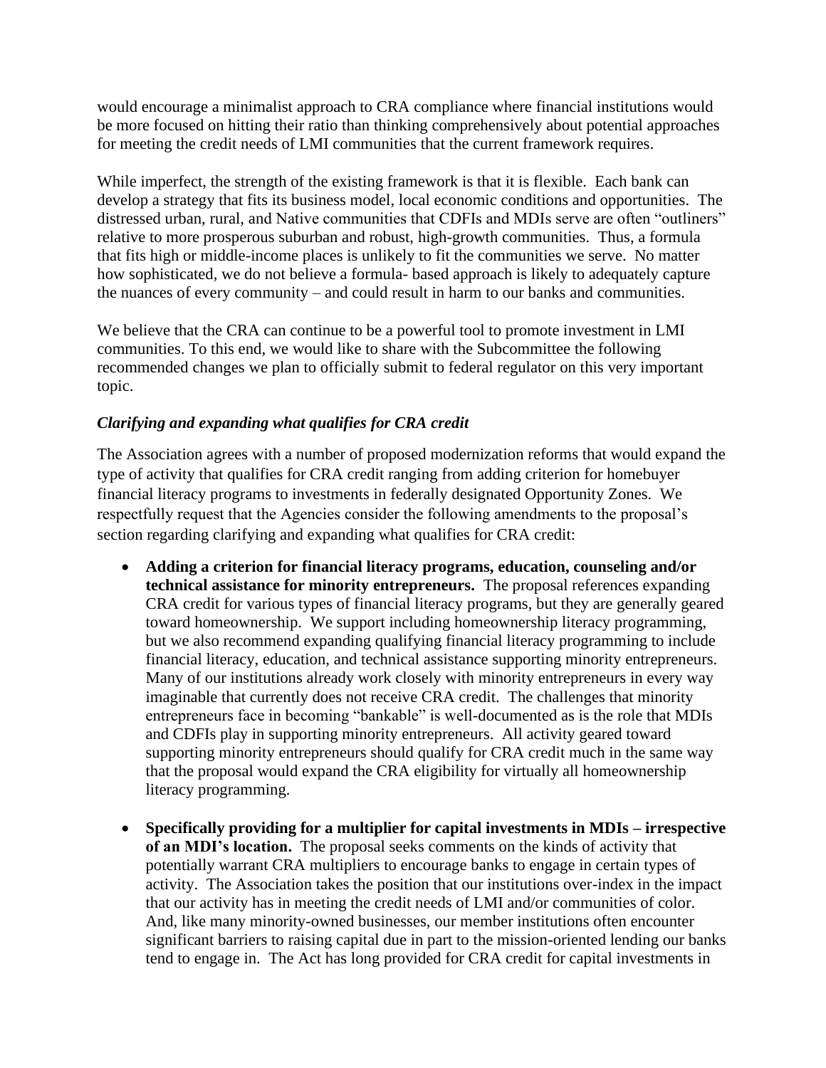would encourage a minimalist approach to CRA compliance where financial institutions would be more focused on hitting their ratio than thinking comprehensively about potential approaches for meeting the credit needs of LMI communities that the current framework requires.

While imperfect, the strength of the existing framework is that it is flexible. Each bank can develop a strategy that fits its business model, local economic conditions and opportunities. The distressed urban, rural, and Native communities that CDFIs and MDIs serve are often "outliners" relative to more prosperous suburban and robust, high-growth communities. Thus, a formula that fits high or middle-income places is unlikely to fit the communities we serve. No matter how sophisticated, we do not believe a formula- based approach is likely to adequately capture the nuances of every community – and could result in harm to our banks and communities.

We believe that the CRA can continue to be a powerful tool to promote investment in LMI communities. To this end, we would like to share with the Subcommittee the following recommended changes we plan to officially submit to federal regulator on this very important topic.

### *Clarifying and expanding what qualifies for CRA credit*

The Association agrees with a number of proposed modernization reforms that would expand the type of activity that qualifies for CRA credit ranging from adding criterion for homebuyer financial literacy programs to investments in federally designated Opportunity Zones. We respectfully request that the Agencies consider the following amendments to the proposal's section regarding clarifying and expanding what qualifies for CRA credit:

- **Adding a criterion for financial literacy programs, education, counseling and/or technical assistance for minority entrepreneurs.** The proposal references expanding CRA credit for various types of financial literacy programs, but they are generally geared toward homeownership. We support including homeownership literacy programming, but we also recommend expanding qualifying financial literacy programming to include financial literacy, education, and technical assistance supporting minority entrepreneurs. Many of our institutions already work closely with minority entrepreneurs in every way imaginable that currently does not receive CRA credit. The challenges that minority entrepreneurs face in becoming "bankable" is well-documented as is the role that MDIs and CDFIs play in supporting minority entrepreneurs. All activity geared toward supporting minority entrepreneurs should qualify for CRA credit much in the same way that the proposal would expand the CRA eligibility for virtually all homeownership literacy programming.

- **Specifically providing for a multiplier for capital investments in MDIs – irrespective of an MDI's location.** The proposal seeks comments on the kinds of activity that potentially warrant CRA multipliers to encourage banks to engage in certain types of activity. The Association takes the position that our institutions over-index in the impact that our activity has in meeting the credit needs of LMI and/or communities of color. And, like many minority-owned businesses, our member institutions often encounter significant barriers to raising capital due in part to the mission-oriented lending our banks tend to engage in. The Act has long provided for CRA credit for capital investments in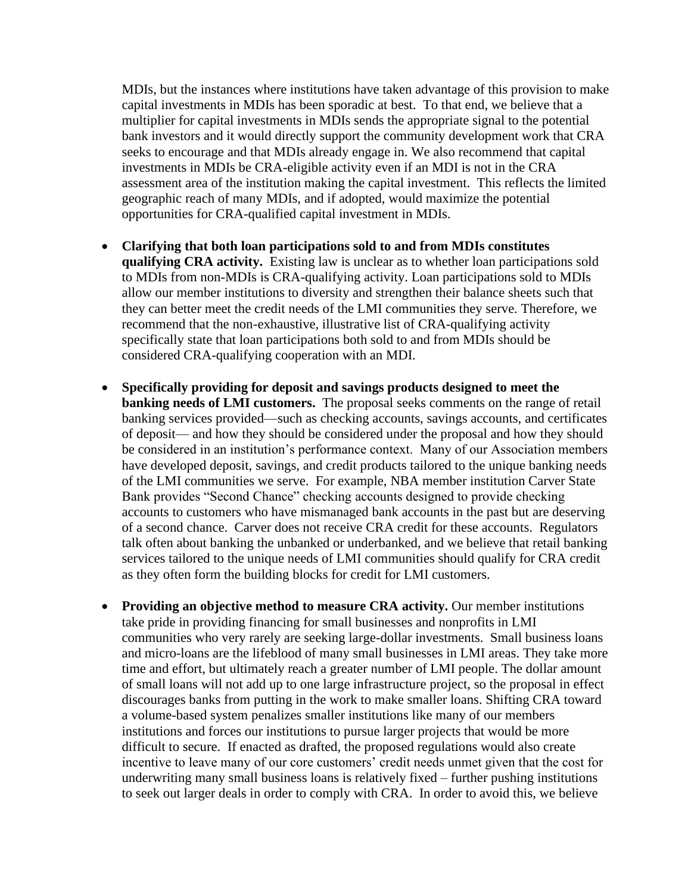MDIs, but the instances where institutions have taken advantage of this provision to make capital investments in MDIs has been sporadic at best. To that end, we believe that a multiplier for capital investments in MDIs sends the appropriate signal to the potential bank investors and it would directly support the community development work that CRA seeks to encourage and that MDIs already engage in. We also recommend that capital investments in MDIs be CRA-eligible activity even if an MDI is not in the CRA assessment area of the institution making the capital investment. This reflects the limited geographic reach of many MDIs, and if adopted, would maximize the potential opportunities for CRA-qualified capital investment in MDIs.

- **Clarifying that both loan participations sold to and from MDIs constitutes qualifying CRA activity.** Existing law is unclear as to whether loan participations sold to MDIs from non-MDIs is CRA-qualifying activity. Loan participations sold to MDIs allow our member institutions to diversity and strengthen their balance sheets such that they can better meet the credit needs of the LMI communities they serve. Therefore, we recommend that the non-exhaustive, illustrative list of CRA-qualifying activity specifically state that loan participations both sold to and from MDIs should be considered CRA-qualifying cooperation with an MDI.

- **Specifically providing for deposit and savings products designed to meet the banking needs of LMI customers.** The proposal seeks comments on the range of retail banking services provided—such as checking accounts, savings accounts, and certificates of deposit— and how they should be considered under the proposal and how they should be considered in an institution's performance context. Many of our Association members have developed deposit, savings, and credit products tailored to the unique banking needs of the LMI communities we serve. For example, NBA member institution Carver State Bank provides "Second Chance" checking accounts designed to provide checking accounts to customers who have mismanaged bank accounts in the past but are deserving of a second chance. Carver does not receive CRA credit for these accounts. Regulators talk often about banking the unbanked or underbanked, and we believe that retail banking services tailored to the unique needs of LMI communities should qualify for CRA credit as they often form the building blocks for credit for LMI customers.

- **Providing an objective method to measure CRA activity.** Our member institutions take pride in providing financing for small businesses and nonprofits in LMI communities who very rarely are seeking large-dollar investments. Small business loans and micro-loans are the lifeblood of many small businesses in LMI areas. They take more time and effort, but ultimately reach a greater number of LMI people. The dollar amount of small loans will not add up to one large infrastructure project, so the proposal in effect discourages banks from putting in the work to make smaller loans. Shifting CRA toward a volume-based system penalizes smaller institutions like many of our members institutions and forces our institutions to pursue larger projects that would be more difficult to secure. If enacted as drafted, the proposed regulations would also create incentive to leave many of our core customers' credit needs unmet given that the cost for underwriting many small business loans is relatively fixed – further pushing institutions to seek out larger deals in order to comply with CRA. In order to avoid this, we believe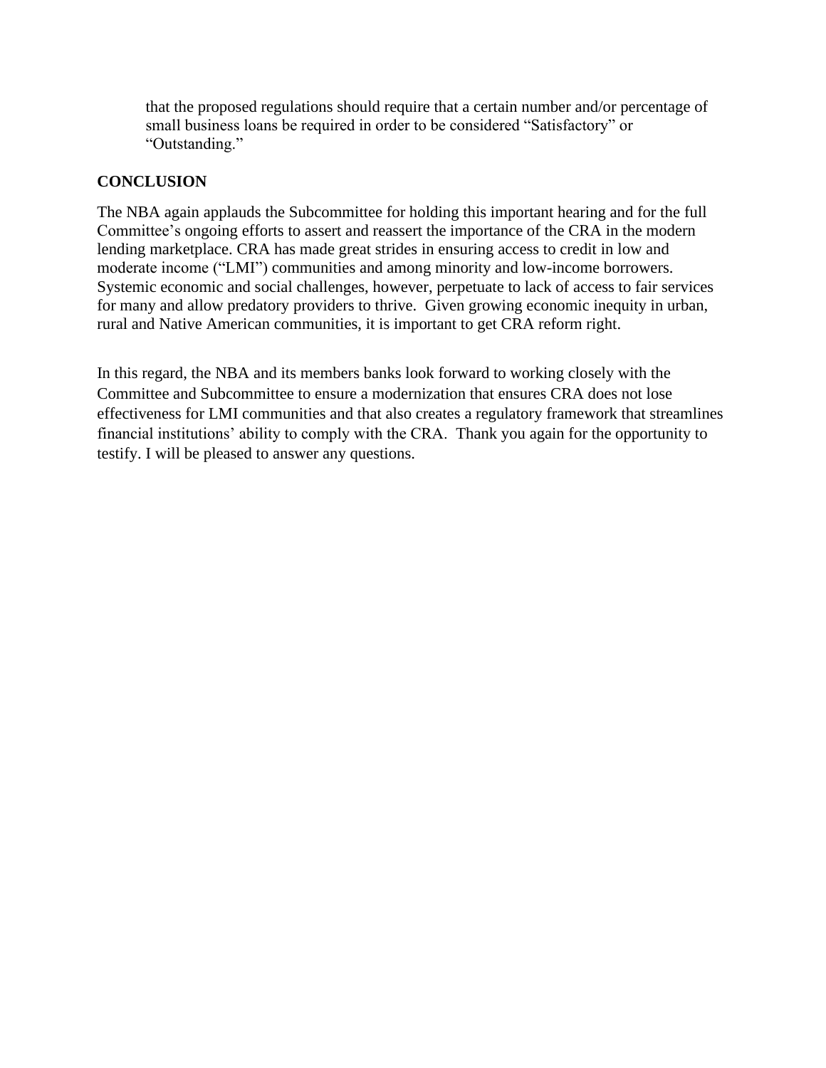that the proposed regulations should require that a certain number and/or percentage of small business loans be required in order to be considered "Satisfactory" or "Outstanding."

**CONCLUSION**

The NBA again applauds the Subcommittee for holding this important hearing and for the full Committee's ongoing efforts to assert and reassert the importance of the CRA in the modern lending marketplace. CRA has made great strides in ensuring access to credit in low and moderate income ("LMI") communities and among minority and low-income borrowers. Systemic economic and social challenges, however, perpetuate to lack of access to fair services for many and allow predatory providers to thrive. Given growing economic inequity in urban, rural and Native American communities, it is important to get CRA reform right.

In this regard, the NBA and its members banks look forward to working closely with the Committee and Subcommittee to ensure a modernization that ensures CRA does not lose effectiveness for LMI communities and that also creates a regulatory framework that streamlines financial institutions' ability to comply with the CRA. Thank you again for the opportunity to testify. I will be pleased to answer any questions.